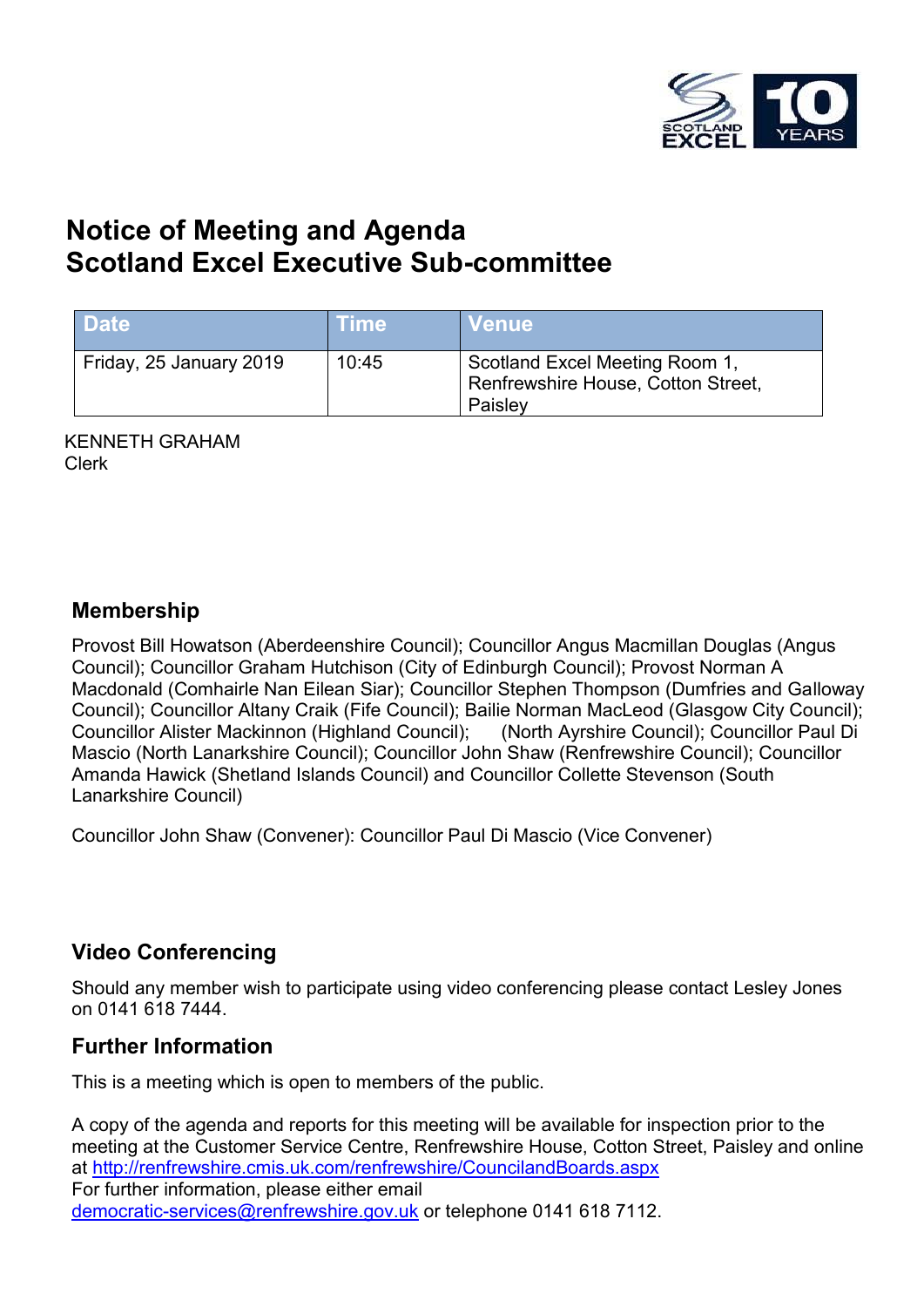# Notice of Meeting and Agenda
# Scotland Excel Executive Sub-committee

| Date | Time | Venue |
| --- | --- | --- |
| Friday, 25 January 2019 | 10:45 | Scotland Excel Meeting Room 1, Renfrewshire House, Cotton Street, Paisley |

KENNETH GRAHAM
Clerk

## Membership

Provost Bill Howatson (Aberdeenshire Council); Councillor Angus Macmillan Douglas (Angus Council); Councillor Graham Hutchison (City of Edinburgh Council); Provost Norman A Macdonald (Comhairle Nan Eilean Siar); Councillor Stephen Thompson (Dumfries and Galloway Council); Councillor Altany Craik (Fife Council); Bailie Norman MacLeod (Glasgow City Council); Councillor Alister Mackinnon (Highland Council); (North Ayrshire Council); Councillor Paul Di Mascio (North Lanarkshire Council); Councillor John Shaw (Renfrewshire Council); Councillor Amanda Hawick (Shetland Islands Council) and Councillor Collette Stevenson (South Lanarkshire Council)

Councillor John Shaw (Convener): Councillor Paul Di Mascio (Vice Convener)

## Video Conferencing

Should any member wish to participate using video conferencing please contact Lesley Jones on 0141 618 7444.

## Further Information

This is a meeting which is open to members of the public.

A copy of the agenda and reports for this meeting will be available for inspection prior to the meeting at the Customer Service Centre, Renfrewshire House, Cotton Street, Paisley and online at http://renfrewshire.cmis.uk.com/renfrewshire/CouncilandBoards.aspx
For further information, please either email democratic-services@renfrewshire.gov.uk or telephone 0141 618 7112.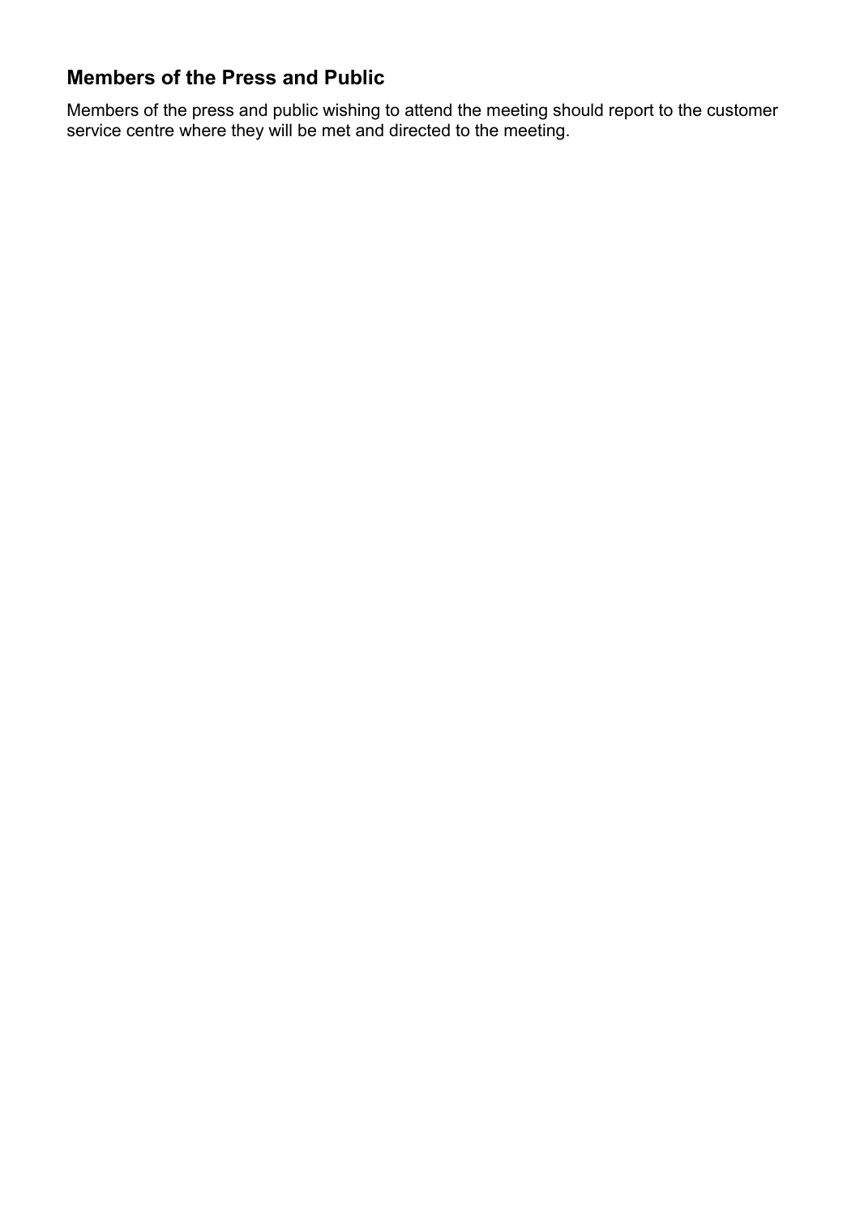## Members of the Press and Public

Members of the press and public wishing to attend the meeting should report to the customer service centre where they will be met and directed to the meeting.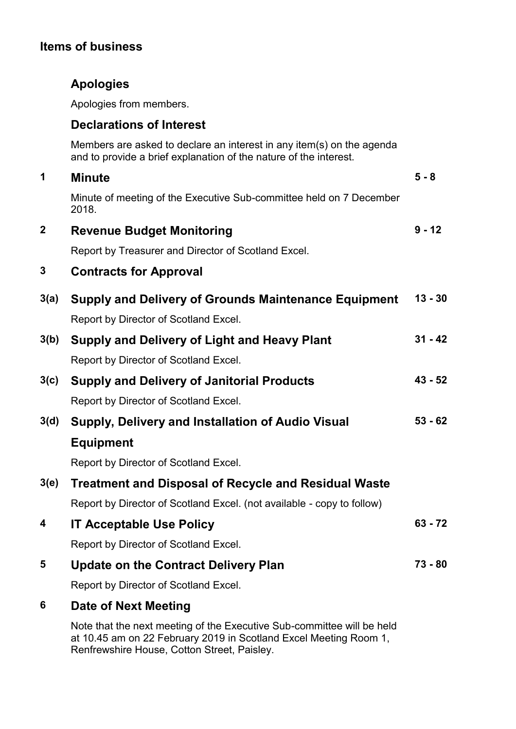## Items of business

### Apologies

Apologies from members.

### Declarations of Interest

Members are asked to declare an interest in any item(s) on the agenda and to provide a brief explanation of the nature of the interest.

| | | |
|---|---|---|
| **1** | **Minute**<br>Minute of meeting of the Executive Sub-committee held on 7 December 2018. | **5 - 8** |
| **2** | **Revenue Budget Monitoring**<br>Report by Treasurer and Director of Scotland Excel. | **9 - 12** |
| **3** | **Contracts for Approval** | |
| **3(a)** | **Supply and Delivery of Grounds Maintenance Equipment**<br>Report by Director of Scotland Excel. | **13 - 30** |
| **3(b)** | **Supply and Delivery of Light and Heavy Plant**<br>Report by Director of Scotland Excel. | **31 - 42** |
| **3(c)** | **Supply and Delivery of Janitorial Products**<br>Report by Director of Scotland Excel. | **43 - 52** |
| **3(d)** | **Supply, Delivery and Installation of Audio Visual Equipment**<br>Report by Director of Scotland Excel. | **53 - 62** |
| **3(e)** | **Treatment and Disposal of Recycle and Residual Waste**<br>Report by Director of Scotland Excel. (not available - copy to follow) | |
| **4** | **IT Acceptable Use Policy**<br>Report by Director of Scotland Excel. | **63 - 72** |
| **5** | **Update on the Contract Delivery Plan**<br>Report by Director of Scotland Excel. | **73 - 80** |
| **6** | **Date of Next Meeting**<br>Note that the next meeting of the Executive Sub-committee will be held at 10.45 am on 22 February 2019 in Scotland Excel Meeting Room 1, Renfrewshire House, Cotton Street, Paisley. | |